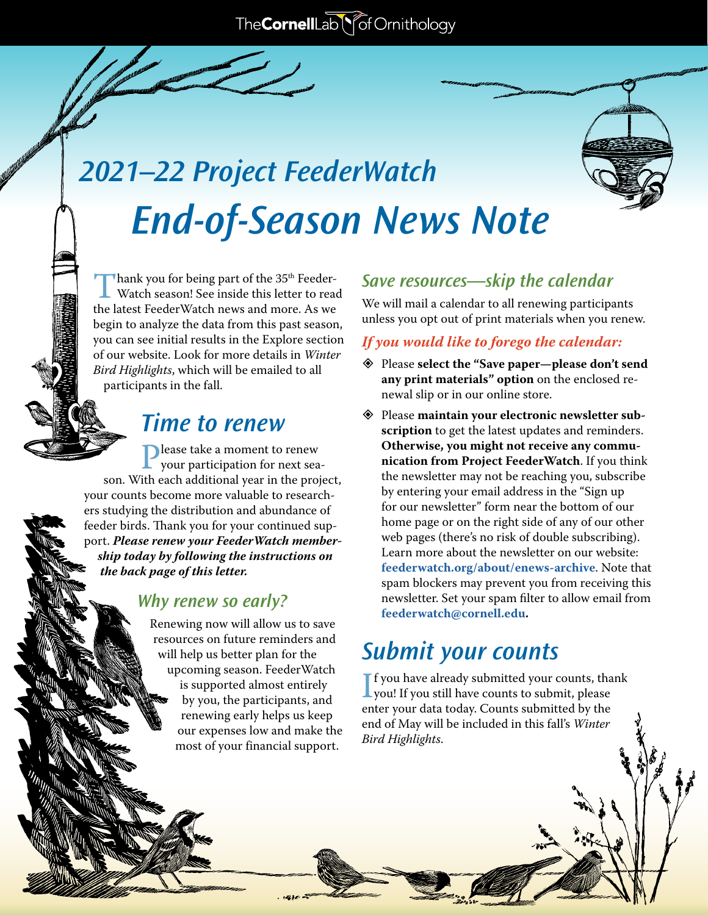The Cornell Lab of Ornithology

# 2021–22 Project FeederWatch

# End-of-Season News Note

Thank you for being part of the 35th FeederWatch season! See inside this letter to read the latest FeederWatch news and more. As we begin to analyze the data from this past season, you can see initial results in the Explore section of our website. Look for more details in *Winter Bird Highlights*, which will be emailed to all participants in the fall.

## Time to renew

Please take a moment to renew your participation for next season. With each additional year in the project, your counts become more valuable to researchers studying the distribution and abundance of feeder birds. Thank you for your continued support. ***Please renew your FeederWatch membership today by following the instructions on the back page of this letter.***

### Why renew so early?

Renewing now will allow us to save resources on future reminders and will help us better plan for the upcoming season. FeederWatch is supported almost entirely by you, the participants, and renewing early helps us keep our expenses low and make the most of your financial support.

### Save resources—skip the calendar

We will mail a calendar to all renewing participants unless you opt out of print materials when you renew.

***If you would like to forego the calendar:***

- Please **select the "Save paper—please don't send any print materials" option** on the enclosed renewal slip or in our online store.
- Please **maintain your electronic newsletter subscription** to get the latest updates and reminders. **Otherwise, you might not receive any communication from Project FeederWatch**. If you think the newsletter may not be reaching you, subscribe by entering your email address in the "Sign up for our newsletter" form near the bottom of our home page or on the right side of any of our other web pages (there's no risk of double subscribing). Learn more about the newsletter on our website: **feederwatch.org/about/enews-archive**. Note that spam blockers may prevent you from receiving this newsletter. Set your spam filter to allow email from **feederwatch@cornell.edu.**

## Submit your counts

If you have already submitted your counts, thank you! If you still have counts to submit, please enter your data today. Counts submitted by the end of May will be included in this fall's *Winter Bird Highlights*.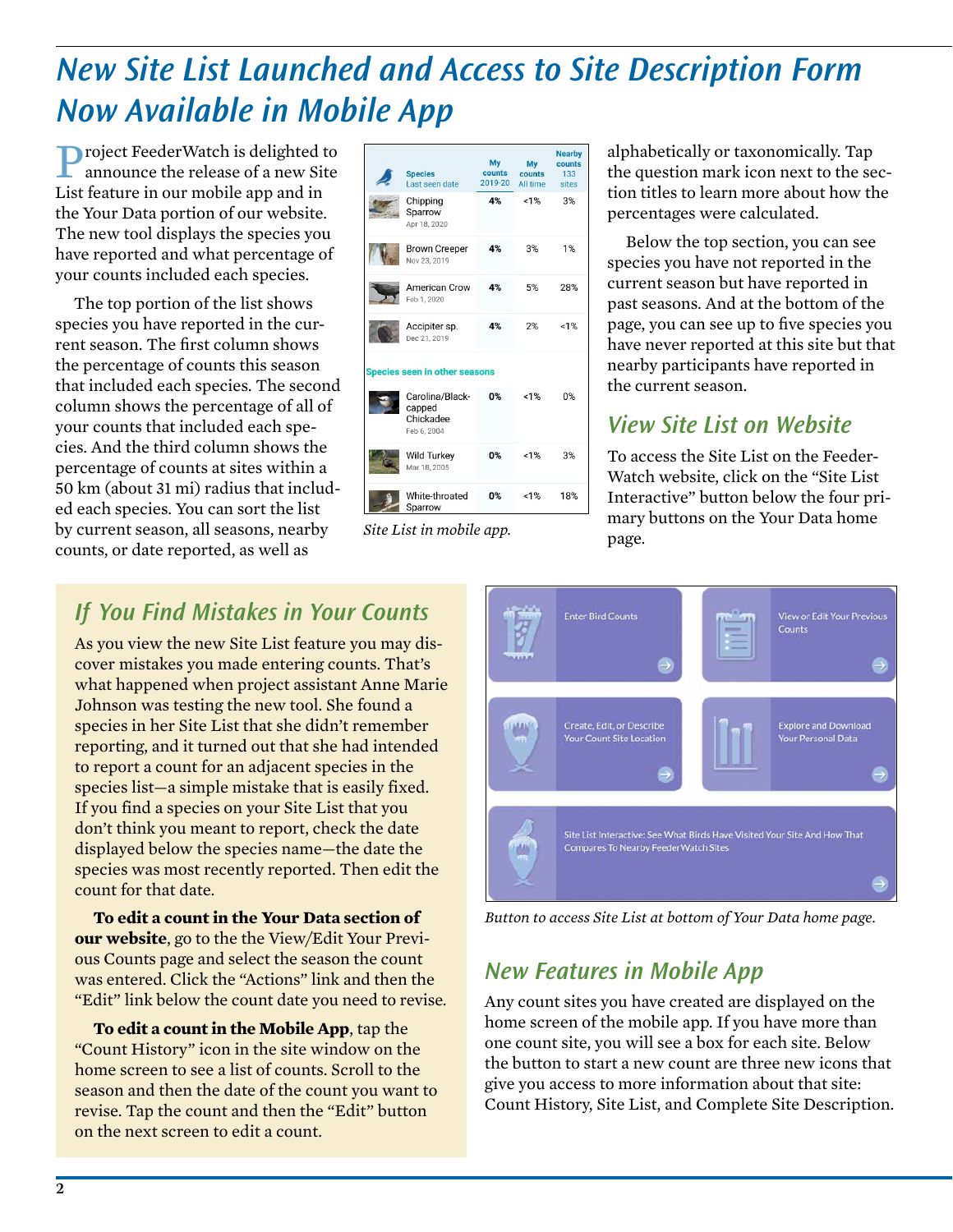# New Site List Launched and Access to Site Description Form Now Available in Mobile App

Project FeederWatch is delighted to announce the release of a new Site List feature in our mobile app and in the Your Data portion of our website. The new tool displays the species you have reported and what percentage of your counts included each species.

The top portion of the list shows species you have reported in the current season. The first column shows the percentage of counts this season that included each species. The second column shows the percentage of all of your counts that included each species. And the third column shows the percentage of counts at sites within a 50 km (about 31 mi) radius that included each species. You can sort the list by current season, all seasons, nearby counts, or date reported, as well as alphabetically or taxonomically. Tap the question mark icon next to the section titles to learn more about how the percentages were calculated.

Below the top section, you can see species you have not reported in the current season but have reported in past seasons. And at the bottom of the page, you can see up to five species you have never reported at this site but that nearby participants have reported in the current season.

| Species<br>Last seen date | My counts 2019-20 | My counts All time | Nearby counts 133 sites |
|---|---|---|---|
| Chipping Sparrow<br>Apr 18, 2020 | 4% | <1% | 3% |
| Brown Creeper<br>Nov 23, 2019 | 4% | 3% | 1% |
| American Crow<br>Feb 1, 2020 | 4% | 5% | 28% |
| Accipiter sp.<br>Dec 21, 2019 | 4% | 2% | <1% |
| **Species seen in other seasons** | | | |
| Carolina/Black-capped Chickadee<br>Feb 6, 2004 | 0% | <1% | 0% |
| Wild Turkey<br>Mar 18, 2005 | 0% | <1% | 3% |
| White-throated Sparrow | 0% | <1% | 18% |

*Site List in mobile app.*

## View Site List on Website

To access the Site List on the FeederWatch website, click on the "Site List Interactive" button below the four primary buttons on the Your Data home page.

Enter Bird Counts

View or Edit Your Previous Counts

Create, Edit, or Describe Your Count Site Location

Explore and Download Your Personal Data

Site List Interactive: See What Birds Have Visited Your Site And How That Compares To Nearby FeederWatch Sites

*Button to access Site List at bottom of Your Data home page.*

## If You Find Mistakes in Your Counts

As you view the new Site List feature you may discover mistakes you made entering counts. That's what happened when project assistant Anne Marie Johnson was testing the new tool. She found a species in her Site List that she didn't remember reporting, and it turned out that she had intended to report a count for an adjacent species in the species list—a simple mistake that is easily fixed. If you find a species on your Site List that you don't think you meant to report, check the date displayed below the species name—the date the species was most recently reported. Then edit the count for that date.

**To edit a count in the Your Data section of our website**, go to the the View/Edit Your Previous Counts page and select the season the count was entered. Click the "Actions" link and then the "Edit" link below the count date you need to revise.

**To edit a count in the Mobile App**, tap the "Count History" icon in the site window on the home screen to see a list of counts. Scroll to the season and then the date of the count you want to revise. Tap the count and then the "Edit" button on the next screen to edit a count.

## New Features in Mobile App

Any count sites you have created are displayed on the home screen of the mobile app. If you have more than one count site, you will see a box for each site. Below the button to start a new count are three new icons that give you access to more information about that site: Count History, Site List, and Complete Site Description.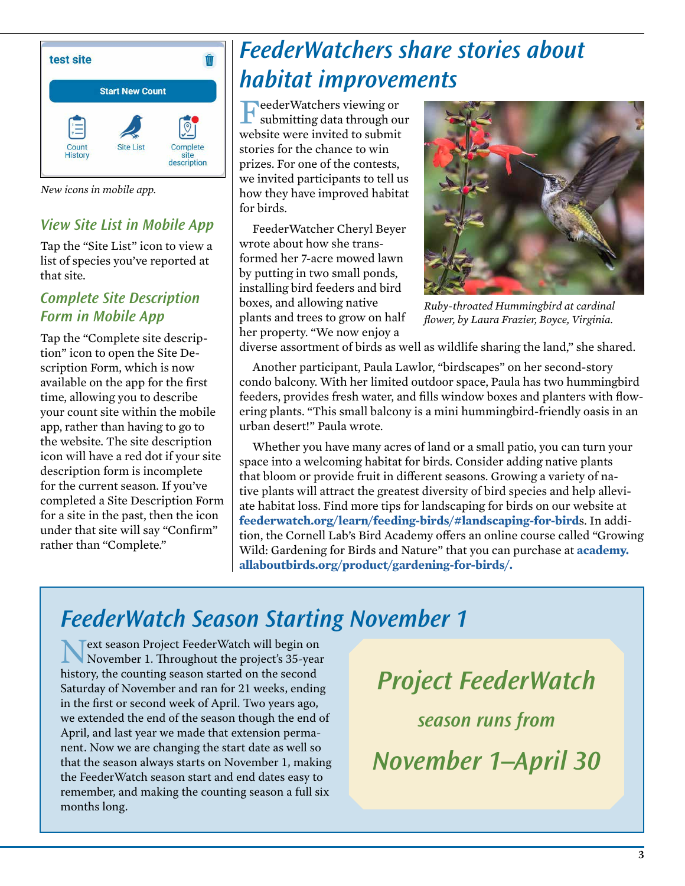New icons in mobile app.

### View Site List in Mobile App

Tap the "Site List" icon to view a list of species you've reported at that site.

### Complete Site Description Form in Mobile App

Tap the "Complete site description" icon to open the Site Description Form, which is now available on the app for the first time, allowing you to describe your count site within the mobile app, rather than having to go to the website. The site description icon will have a red dot if your site description form is incomplete for the current season. If you've completed a Site Description Form for a site in the past, then the icon under that site will say "Confirm" rather than "Complete."

## FeederWatchers share stories about habitat improvements

FeederWatchers viewing or submitting data through our website were invited to submit stories for the chance to win prizes. For one of the contests, we invited participants to tell us how they have improved habitat for birds.

FeederWatcher Cheryl Beyer wrote about how she transformed her 7-acre mowed lawn by putting in two small ponds, installing bird feeders and bird boxes, and allowing native plants and trees to grow on half her property. "We now enjoy a diverse assortment of birds as well as wildlife sharing the land," she shared.

*Ruby-throated Hummingbird at cardinal flower, by Laura Frazier, Boyce, Virginia.*

Another participant, Paula Lawlor, "birdscapes" on her second-story condo balcony. With her limited outdoor space, Paula has two hummingbird feeders, provides fresh water, and fills window boxes and planters with flowering plants. "This small balcony is a mini hummingbird-friendly oasis in an urban desert!" Paula wrote.

Whether you have many acres of land or a small patio, you can turn your space into a welcoming habitat for birds. Consider adding native plants that bloom or provide fruit in different seasons. Growing a variety of native plants will attract the greatest diversity of bird species and help alleviate habitat loss. Find more tips for landscaping for birds on our website at **feederwatch.org/learn/feeding-birds/#landscaping-for-birds**. In addition, the Cornell Lab's Bird Academy offers an online course called "Growing Wild: Gardening for Birds and Nature" that you can purchase at **academy.allaboutbirds.org/product/gardening-for-birds/.**

## FeederWatch Season Starting November 1

Next season Project FeederWatch will begin on November 1. Throughout the project's 35-year history, the counting season started on the second Saturday of November and ran for 21 weeks, ending in the first or second week of April. Two years ago, we extended the end of the season though the end of April, and last year we made that extension permanent. Now we are changing the start date as well so that the season always starts on November 1, making the FeederWatch season start and end dates easy to remember, and making the counting season a full six months long.

***Project FeederWatch***

***season runs from***

***November 1–April 30***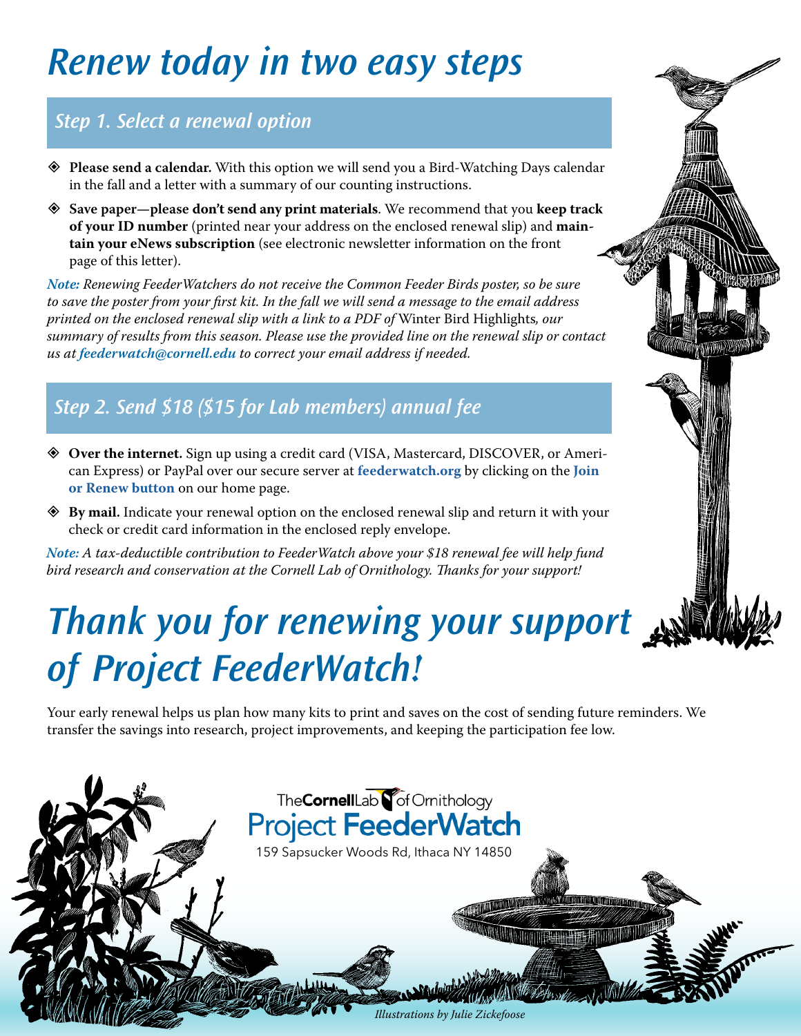# Renew today in two easy steps

## Step 1. Select a renewal option

- **Please send a calendar.** With this option we will send you a Bird-Watching Days calendar in the fall and a letter with a summary of our counting instructions.
- **Save paper—please don't send any print materials**. We recommend that you **keep track of your ID number** (printed near your address on the enclosed renewal slip) and **maintain your eNews subscription** (see electronic newsletter information on the front page of this letter).

*Note: Renewing FeederWatchers do not receive the Common Feeder Birds poster, so be sure to save the poster from your first kit. In the fall we will send a message to the email address printed on the enclosed renewal slip with a link to a PDF of* Winter Bird Highlights*, our summary of results from this season. Please use the provided line on the renewal slip or contact us at* ***feederwatch@cornell.edu*** *to correct your email address if needed.*

## Step 2. Send $18 ($15 for Lab members) annual fee

- **Over the internet.** Sign up using a credit card (VISA, Mastercard, DISCOVER, or American Express) or PayPal over our secure server at **feederwatch.org** by clicking on the **Join or Renew button** on our home page.
- **By mail.** Indicate your renewal option on the enclosed renewal slip and return it with your check or credit card information in the enclosed reply envelope.

*Note: A tax-deductible contribution to FeederWatch above your $18 renewal fee will help fund bird research and conservation at the Cornell Lab of Ornithology. Thanks for your support!*

# Thank you for renewing your support of Project FeederWatch!

Your early renewal helps us plan how many kits to print and saves on the cost of sending future reminders. We transfer the savings into research, project improvements, and keeping the participation fee low.

The Cornell Lab of Ornithology
Project FeederWatch
159 Sapsucker Woods Rd, Ithaca NY 14850

*Illustrations by Julie Zickefoose*